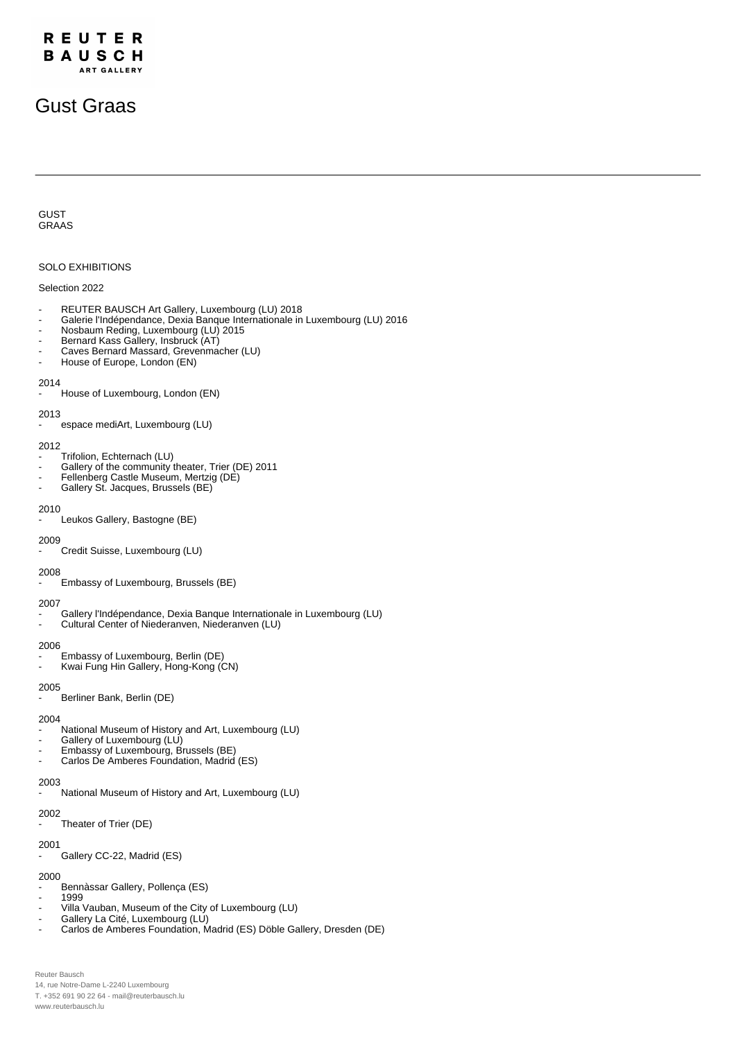REUTER BAUSCH ART GALLERY

# Gust Graas

---

GUST
GRAAS

## SOLO EXHIBITIONS

Selection 2022

- REUTER BAUSCH Art Gallery, Luxembourg (LU) 2018
- Galerie l'Indépendance, Dexia Banque Internationale in Luxembourg (LU) 2016
- Nosbaum Reding, Luxembourg (LU) 2015
- Bernard Kass Gallery, Insbruck (AT)
- Caves Bernard Massard, Grevenmacher (LU)
- House of Europe, London (EN)

2014
- House of Luxembourg, London (EN)

2013
- espace mediArt, Luxembourg (LU)

2012
- Trifolion, Echternach (LU)
- Gallery of the community theater, Trier (DE) 2011
- Fellenberg Castle Museum, Mertzig (DE)
- Gallery St. Jacques, Brussels (BE)

2010
- Leukos Gallery, Bastogne (BE)

2009
- Credit Suisse, Luxembourg (LU)

2008
- Embassy of Luxembourg, Brussels (BE)

2007
- Gallery l'Indépendance, Dexia Banque Internationale in Luxembourg (LU)
- Cultural Center of Niederanven, Niederanven (LU)

2006
- Embassy of Luxembourg, Berlin (DE)
- Kwai Fung Hin Gallery, Hong-Kong (CN)

2005
- Berliner Bank, Berlin (DE)

2004
- National Museum of History and Art, Luxembourg (LU)
- Gallery of Luxembourg (LU)
- Embassy of Luxembourg, Brussels (BE)
- Carlos De Amberes Foundation, Madrid (ES)

2003
- National Museum of History and Art, Luxembourg (LU)

2002
- Theater of Trier (DE)

2001
- Gallery CC-22, Madrid (ES)

2000
- Bennàssar Gallery, Pollença (ES)
- 1999
- Villa Vauban, Museum of the City of Luxembourg (LU)
- Gallery La Cité, Luxembourg (LU)
- Carlos de Amberes Foundation, Madrid (ES) Döble Gallery, Dresden (DE)

Reuter Bausch
14, rue Notre-Dame L-2240 Luxembourg
T. +352 691 90 22 64 - mail@reuterbausch.lu
www.reuterbausch.lu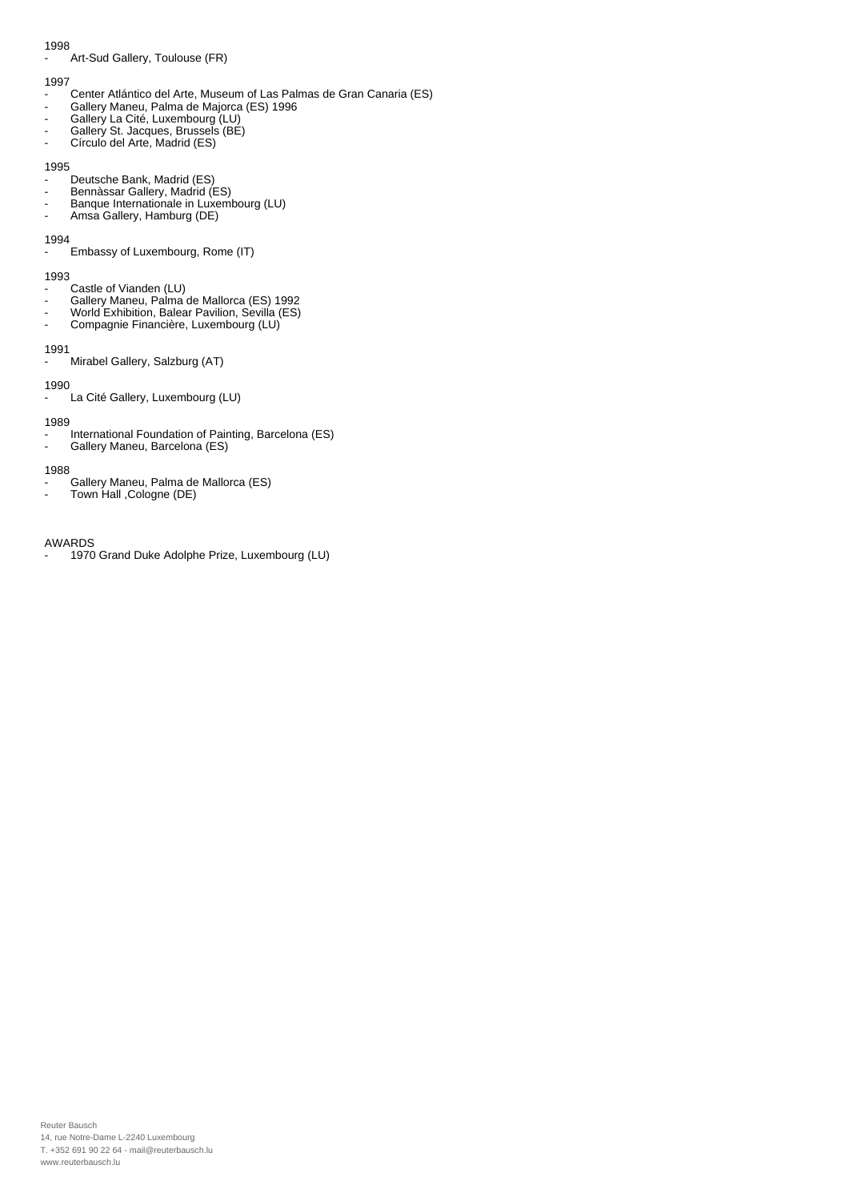1998
- Art-Sud Gallery, Toulouse (FR)

1997
- Center Atlántico del Arte, Museum of Las Palmas de Gran Canaria (ES)
- Gallery Maneu, Palma de Majorca (ES) 1996
- Gallery La Cité, Luxembourg (LU)
- Gallery St. Jacques, Brussels (BE)
- Círculo del Arte, Madrid (ES)

1995
- Deutsche Bank, Madrid (ES)
- Bennàssar Gallery, Madrid (ES)
- Banque Internationale in Luxembourg (LU)
- Amsa Gallery, Hamburg (DE)

1994
- Embassy of Luxembourg, Rome (IT)

1993
- Castle of Vianden (LU)
- Gallery Maneu, Palma de Mallorca (ES) 1992
- World Exhibition, Balear Pavilion, Sevilla (ES)
- Compagnie Financière, Luxembourg (LU)

1991
- Mirabel Gallery, Salzburg (AT)

1990
- La Cité Gallery, Luxembourg (LU)

1989
- International Foundation of Painting, Barcelona (ES)
- Gallery Maneu, Barcelona (ES)

1988
- Gallery Maneu, Palma de Mallorca (ES)
- Town Hall ,Cologne (DE)

AWARDS
- 1970 Grand Duke Adolphe Prize, Luxembourg (LU)

Reuter Bausch
14, rue Notre-Dame L-2240 Luxembourg
T. +352 691 90 22 64 - mail@reuterbausch.lu
www.reuterbausch.lu